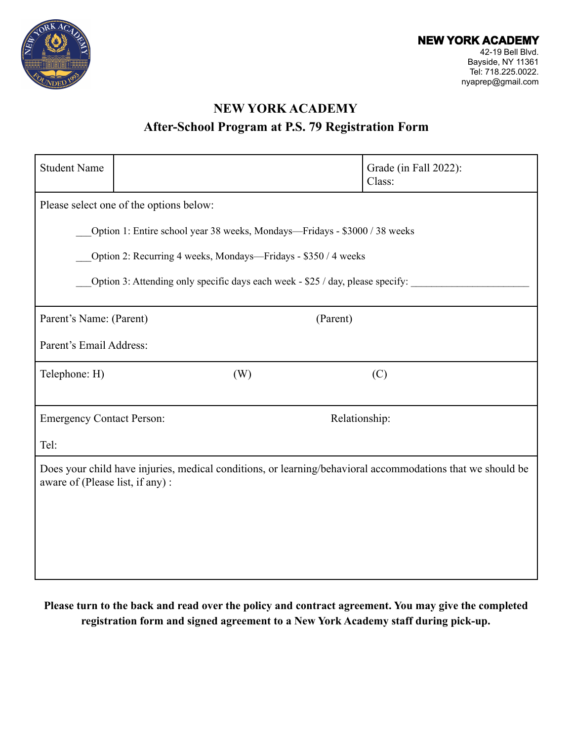**NEW YORK ACADEMY**
42-19 Bell Blvd.
Bayside, NY 11361
Tel: 718.225.0022.
nyaprep@gmail.com

# NEW YORK ACADEMY

## After-School Program at P.S. 79 Registration Form

| Student Name | | Grade (in Fall 2022):<br>Class: |
|---|---|---|
| Please select one of the options below:<br><br>___Option 1: Entire school year 38 weeks, Mondays—Fridays - $3000 / 38 weeks<br><br>___Option 2: Recurring 4 weeks, Mondays—Fridays - $350 / 4 weeks<br><br>___Option 3: Attending only specific days each week - $25 / day, please specify: ______________________ | | |
| Parent's Name: (Parent) (Parent)<br><br>Parent's Email Address: | | |
| Telephone: H) (W) (C) | | |
| Emergency Contact Person: Relationship:<br><br>Tel: | | |
| Does your child have injuries, medical conditions, or learning/behavioral accommodations that we should be aware of (Please list, if any) : | | |

**Please turn to the back and read over the policy and contract agreement. You may give the completed registration form and signed agreement to a New York Academy staff during pick-up.**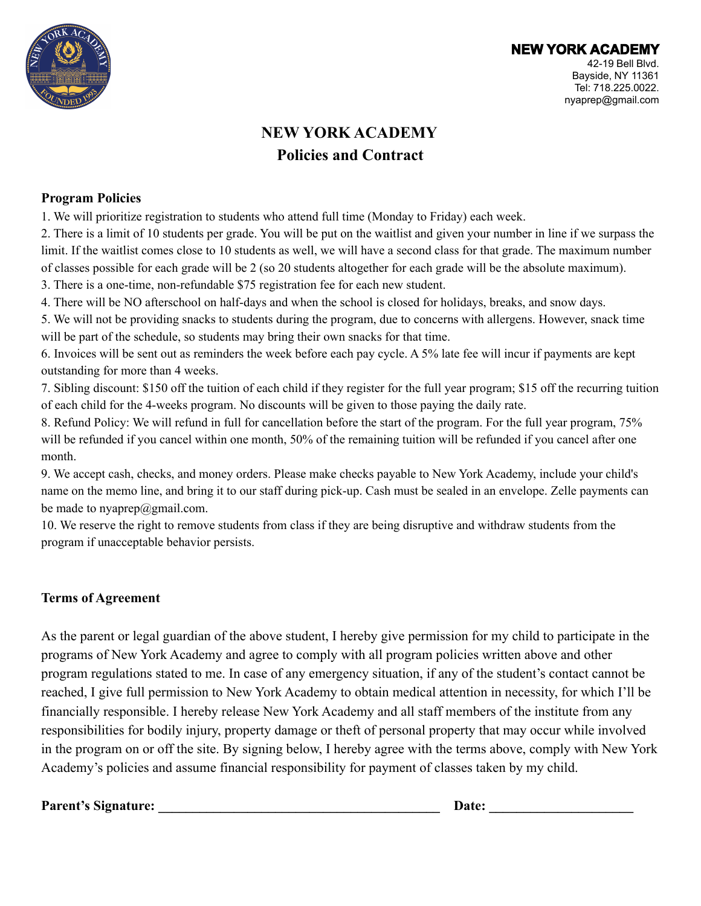**NEW YORK ACADEMY**
42-19 Bell Blvd.
Bayside, NY 11361
Tel: 718.225.0022.
nyaprep@gmail.com

# NEW YORK ACADEMY
## Policies and Contract

### Program Policies

1. We will prioritize registration to students who attend full time (Monday to Friday) each week.
2. There is a limit of 10 students per grade. You will be put on the waitlist and given your number in line if we surpass the limit. If the waitlist comes close to 10 students as well, we will have a second class for that grade. The maximum number of classes possible for each grade will be 2 (so 20 students altogether for each grade will be the absolute maximum).
3. There is a one-time, non-refundable $75 registration fee for each new student.
4. There will be NO afterschool on half-days and when the school is closed for holidays, breaks, and snow days.
5. We will not be providing snacks to students during the program, due to concerns with allergens. However, snack time will be part of the schedule, so students may bring their own snacks for that time.
6. Invoices will be sent out as reminders the week before each pay cycle. A 5% late fee will incur if payments are kept outstanding for more than 4 weeks.
7. Sibling discount: $150 off the tuition of each child if they register for the full year program; $15 off the recurring tuition of each child for the 4-weeks program. No discounts will be given to those paying the daily rate.
8. Refund Policy: We will refund in full for cancellation before the start of the program. For the full year program, 75% will be refunded if you cancel within one month, 50% of the remaining tuition will be refunded if you cancel after one month.
9. We accept cash, checks, and money orders. Please make checks payable to New York Academy, include your child's name on the memo line, and bring it to our staff during pick-up. Cash must be sealed in an envelope. Zelle payments can be made to nyaprep@gmail.com.
10. We reserve the right to remove students from class if they are being disruptive and withdraw students from the program if unacceptable behavior persists.

### Terms of Agreement

As the parent or legal guardian of the above student, I hereby give permission for my child to participate in the programs of New York Academy and agree to comply with all program policies written above and other program regulations stated to me. In case of any emergency situation, if any of the student's contact cannot be reached, I give full permission to New York Academy to obtain medical attention in necessity, for which I'll be financially responsible. I hereby release New York Academy and all staff members of the institute from any responsibilities for bodily injury, property damage or theft of personal property that may occur while involved in the program on or off the site. By signing below, I hereby agree with the terms above, comply with New York Academy's policies and assume financial responsibility for payment of classes taken by my child.

**Parent's Signature:** ________________________________________ **Date:** ____________________